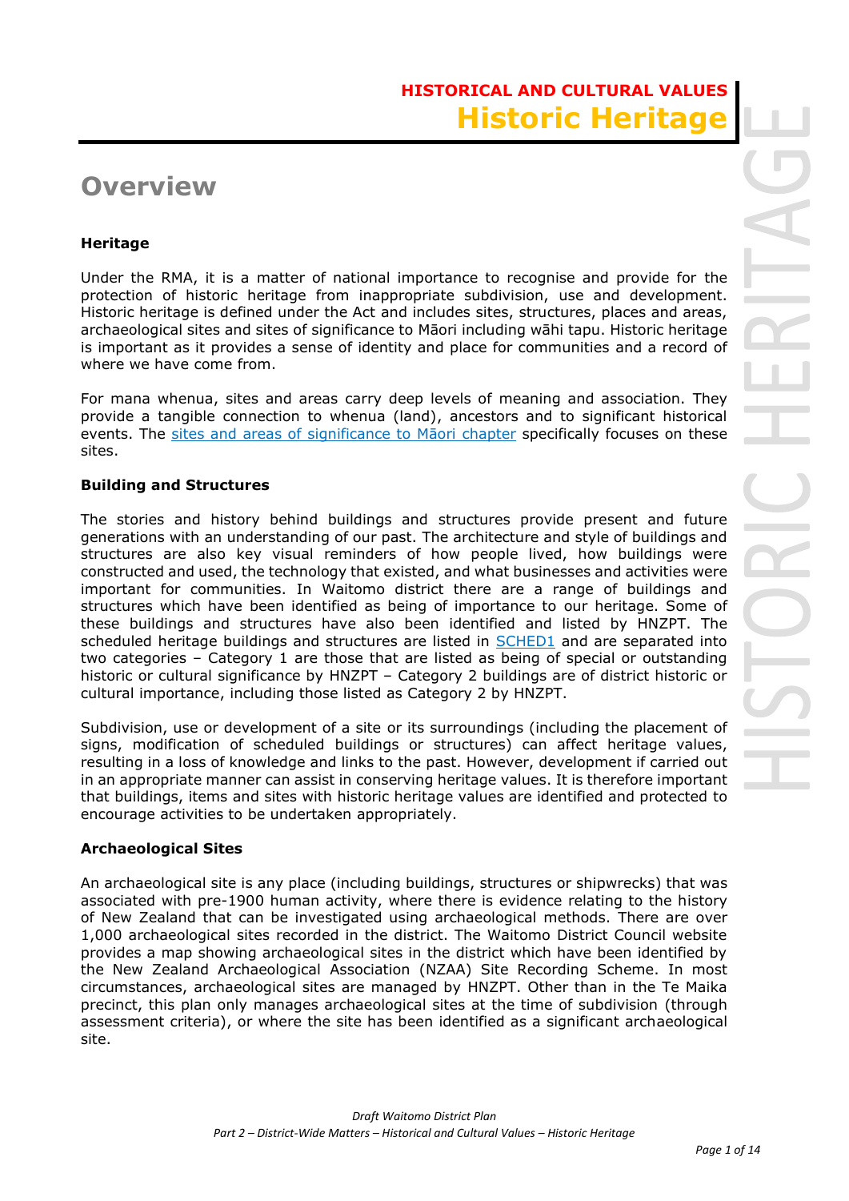# HISTORICAL AND CULTURAL VALUES
# Historic Heritage

## Overview

### Heritage

Under the RMA, it is a matter of national importance to recognise and provide for the protection of historic heritage from inappropriate subdivision, use and development. Historic heritage is defined under the Act and includes sites, structures, places and areas, archaeological sites and sites of significance to Māori including wāhi tapu. Historic heritage is important as it provides a sense of identity and place for communities and a record of where we have come from.

For mana whenua, sites and areas carry deep levels of meaning and association. They provide a tangible connection to whenua (land), ancestors and to significant historical events. The sites and areas of significance to Māori chapter specifically focuses on these sites.

### Building and Structures

The stories and history behind buildings and structures provide present and future generations with an understanding of our past. The architecture and style of buildings and structures are also key visual reminders of how people lived, how buildings were constructed and used, the technology that existed, and what businesses and activities were important for communities. In Waitomo district there are a range of buildings and structures which have been identified as being of importance to our heritage. Some of these buildings and structures have also been identified and listed by HNZPT. The scheduled heritage buildings and structures are listed in SCHED1 and are separated into two categories – Category 1 are those that are listed as being of special or outstanding historic or cultural significance by HNZPT – Category 2 buildings are of district historic or cultural importance, including those listed as Category 2 by HNZPT.

Subdivision, use or development of a site or its surroundings (including the placement of signs, modification of scheduled buildings or structures) can affect heritage values, resulting in a loss of knowledge and links to the past. However, development if carried out in an appropriate manner can assist in conserving heritage values. It is therefore important that buildings, items and sites with historic heritage values are identified and protected to encourage activities to be undertaken appropriately.

### Archaeological Sites

An archaeological site is any place (including buildings, structures or shipwrecks) that was associated with pre-1900 human activity, where there is evidence relating to the history of New Zealand that can be investigated using archaeological methods. There are over 1,000 archaeological sites recorded in the district. The Waitomo District Council website provides a map showing archaeological sites in the district which have been identified by the New Zealand Archaeological Association (NZAA) Site Recording Scheme. In most circumstances, archaeological sites are managed by HNZPT. Other than in the Te Maika precinct, this plan only manages archaeological sites at the time of subdivision (through assessment criteria), or where the site has been identified as a significant archaeological site.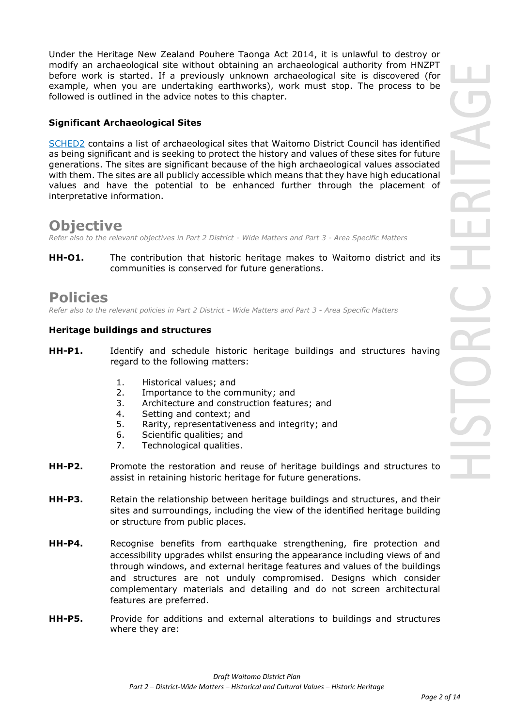Under the Heritage New Zealand Pouhere Taonga Act 2014, it is unlawful to destroy or modify an archaeological site without obtaining an archaeological authority from HNZPT before work is started. If a previously unknown archaeological site is discovered (for example, when you are undertaking earthworks), work must stop. The process to be followed is outlined in the advice notes to this chapter.

### Significant Archaeological Sites

SCHED2 contains a list of archaeological sites that Waitomo District Council has identified as being significant and is seeking to protect the history and values of these sites for future generations. The sites are significant because of the high archaeological values associated with them. The sites are all publicly accessible which means that they have high educational values and have the potential to be enhanced further through the placement of interpretative information.

## Objective

*Refer also to the relevant objectives in Part 2 District - Wide Matters and Part 3 - Area Specific Matters*

**HH-O1.** The contribution that historic heritage makes to Waitomo district and its communities is conserved for future generations.

## Policies

*Refer also to the relevant policies in Part 2 District - Wide Matters and Part 3 - Area Specific Matters*

### Heritage buildings and structures

**HH-P1.** Identify and schedule historic heritage buildings and structures having regard to the following matters:

1. Historical values; and
2. Importance to the community; and
3. Architecture and construction features; and
4. Setting and context; and
5. Rarity, representativeness and integrity; and
6. Scientific qualities; and
7. Technological qualities.

**HH-P2.** Promote the restoration and reuse of heritage buildings and structures to assist in retaining historic heritage for future generations.

**HH-P3.** Retain the relationship between heritage buildings and structures, and their sites and surroundings, including the view of the identified heritage building or structure from public places.

**HH-P4.** Recognise benefits from earthquake strengthening, fire protection and accessibility upgrades whilst ensuring the appearance including views of and through windows, and external heritage features and values of the buildings and structures are not unduly compromised. Designs which consider complementary materials and detailing and do not screen architectural features are preferred.

**HH-P5.** Provide for additions and external alterations to buildings and structures where they are: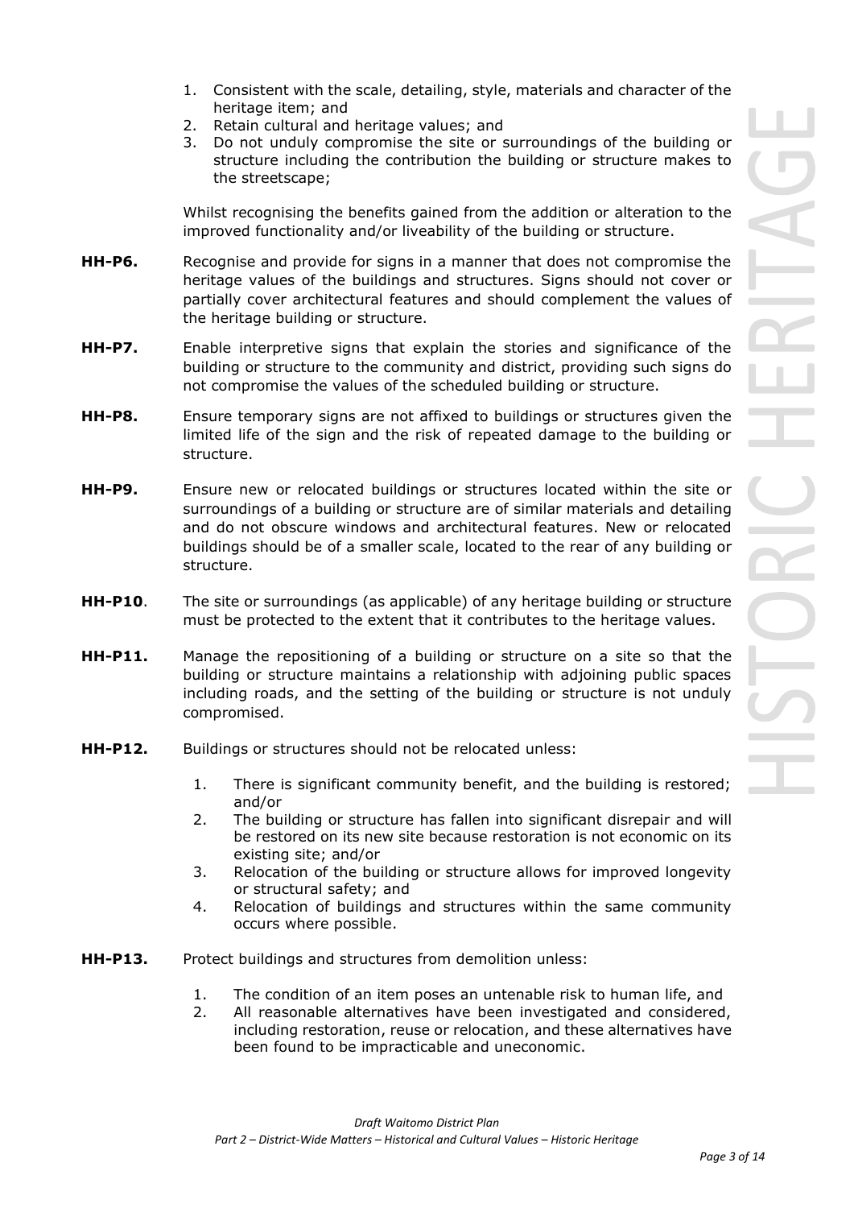1. Consistent with the scale, detailing, style, materials and character of the heritage item; and
2. Retain cultural and heritage values; and
3. Do not unduly compromise the site or surroundings of the building or structure including the contribution the building or structure makes to the streetscape;

Whilst recognising the benefits gained from the addition or alteration to the improved functionality and/or liveability of the building or structure.

**HH-P6.** Recognise and provide for signs in a manner that does not compromise the heritage values of the buildings and structures. Signs should not cover or partially cover architectural features and should complement the values of the heritage building or structure.

**HH-P7.** Enable interpretive signs that explain the stories and significance of the building or structure to the community and district, providing such signs do not compromise the values of the scheduled building or structure.

**HH-P8.** Ensure temporary signs are not affixed to buildings or structures given the limited life of the sign and the risk of repeated damage to the building or structure.

**HH-P9.** Ensure new or relocated buildings or structures located within the site or surroundings of a building or structure are of similar materials and detailing and do not obscure windows and architectural features. New or relocated buildings should be of a smaller scale, located to the rear of any building or structure.

**HH-P10**. The site or surroundings (as applicable) of any heritage building or structure must be protected to the extent that it contributes to the heritage values.

**HH-P11.** Manage the repositioning of a building or structure on a site so that the building or structure maintains a relationship with adjoining public spaces including roads, and the setting of the building or structure is not unduly compromised.

**HH-P12.** Buildings or structures should not be relocated unless:

1. There is significant community benefit, and the building is restored; and/or
2. The building or structure has fallen into significant disrepair and will be restored on its new site because restoration is not economic on its existing site; and/or
3. Relocation of the building or structure allows for improved longevity or structural safety; and
4. Relocation of buildings and structures within the same community occurs where possible.

**HH-P13.** Protect buildings and structures from demolition unless:

1. The condition of an item poses an untenable risk to human life, and
2. All reasonable alternatives have been investigated and considered, including restoration, reuse or relocation, and these alternatives have been found to be impracticable and uneconomic.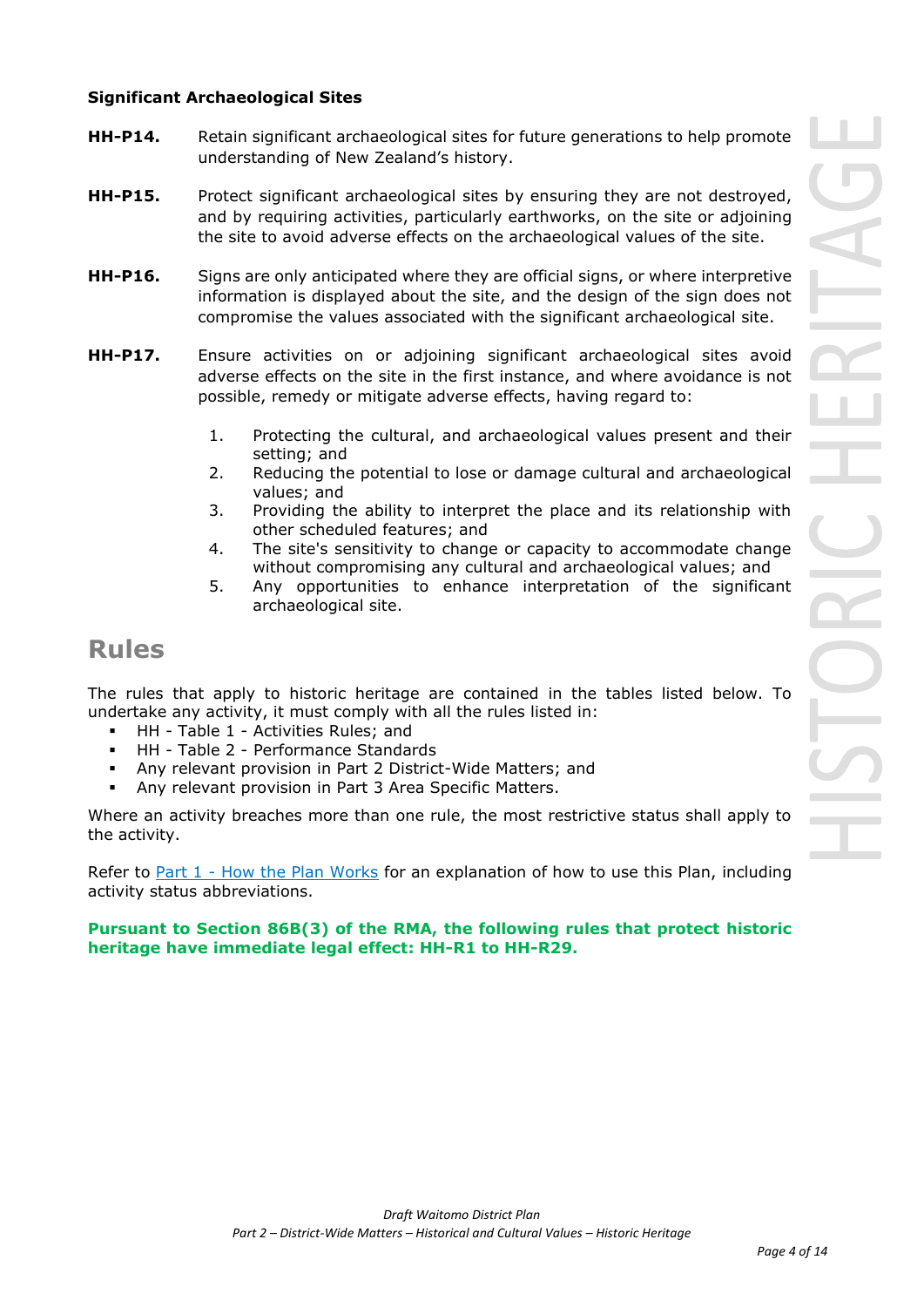### Significant Archaeological Sites

**HH-P14.** Retain significant archaeological sites for future generations to help promote understanding of New Zealand's history.

**HH-P15.** Protect significant archaeological sites by ensuring they are not destroyed, and by requiring activities, particularly earthworks, on the site or adjoining the site to avoid adverse effects on the archaeological values of the site.

**HH-P16.** Signs are only anticipated where they are official signs, or where interpretive information is displayed about the site, and the design of the sign does not compromise the values associated with the significant archaeological site.

**HH-P17.** Ensure activities on or adjoining significant archaeological sites avoid adverse effects on the site in the first instance, and where avoidance is not possible, remedy or mitigate adverse effects, having regard to:

1. Protecting the cultural, and archaeological values present and their setting; and
2. Reducing the potential to lose or damage cultural and archaeological values; and
3. Providing the ability to interpret the place and its relationship with other scheduled features; and
4. The site's sensitivity to change or capacity to accommodate change without compromising any cultural and archaeological values; and
5. Any opportunities to enhance interpretation of the significant archaeological site.

## Rules

The rules that apply to historic heritage are contained in the tables listed below. To undertake any activity, it must comply with all the rules listed in:

- HH - Table 1 - Activities Rules; and
- HH - Table 2 - Performance Standards
- Any relevant provision in Part 2 District-Wide Matters; and
- Any relevant provision in Part 3 Area Specific Matters.

Where an activity breaches more than one rule, the most restrictive status shall apply to the activity.

Refer to [Part 1 - How the Plan Works]() for an explanation of how to use this Plan, including activity status abbreviations.

**Pursuant to Section 86B(3) of the RMA, the following rules that protect historic heritage have immediate legal effect: HH-R1 to HH-R29.**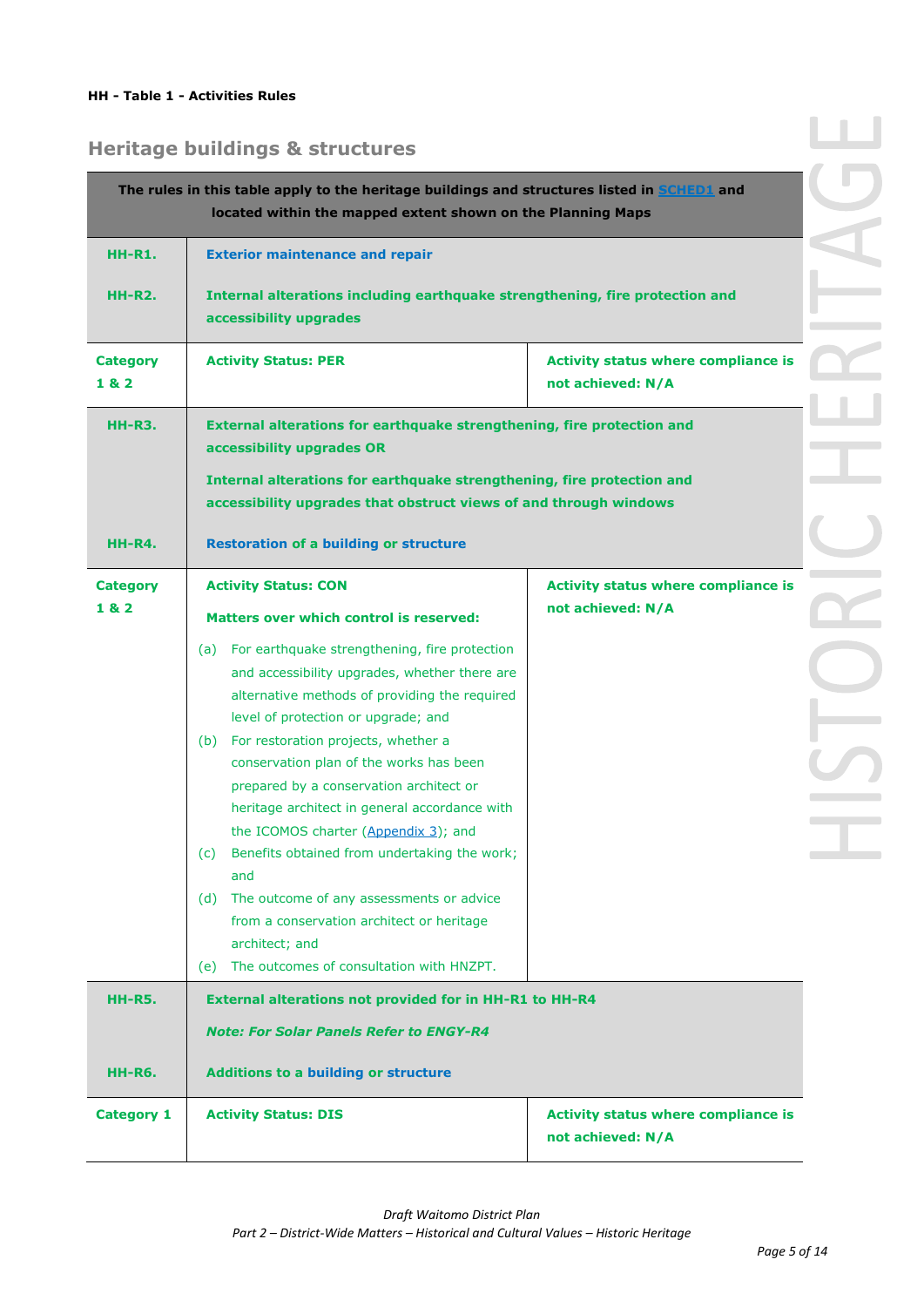**HH - Table 1 - Activities Rules**

## Heritage buildings & structures

| The rules in this table apply to the heritage buildings and structures listed in SCHED1 and located within the mapped extent shown on the Planning Maps | | |
|---|---|---|
| **HH-R1.**<br><br>**HH-R2.** | **Exterior maintenance and repair**<br><br>**Internal alterations including earthquake strengthening, fire protection and accessibility upgrades** | |
| **Category 1 & 2** | **Activity Status: PER** | **Activity status where compliance is not achieved: N/A** |
| **HH-R3.**<br><br><br><br>**HH-R4.** | **External alterations for earthquake strengthening, fire protection and accessibility upgrades OR**<br><br>**Internal alterations for earthquake strengthening, fire protection and accessibility upgrades that obstruct views of and through windows**<br><br>**Restoration of a building or structure** | |
| **Category 1 & 2** | **Activity Status: CON**<br><br>**Matters over which control is reserved:**<br><br>(a) For earthquake strengthening, fire protection and accessibility upgrades, whether there are alternative methods of providing the required level of protection or upgrade; and<br>(b) For restoration projects, whether a conservation plan of the works has been prepared by a conservation architect or heritage architect in general accordance with the ICOMOS charter (Appendix 3); and<br>(c) Benefits obtained from undertaking the work; and<br>(d) The outcome of any assessments or advice from a conservation architect or heritage architect; and<br>(e) The outcomes of consultation with HNZPT. | **Activity status where compliance is not achieved: N/A** |
| **HH-R5.**<br><br><br>**HH-R6.** | **External alterations not provided for in HH-R1 to HH-R4**<br><br>***Note: For Solar Panels Refer to ENGY-R4***<br><br>**Additions to a building or structure** | |
| **Category 1** | **Activity Status: DIS** | **Activity status where compliance is not achieved: N/A** |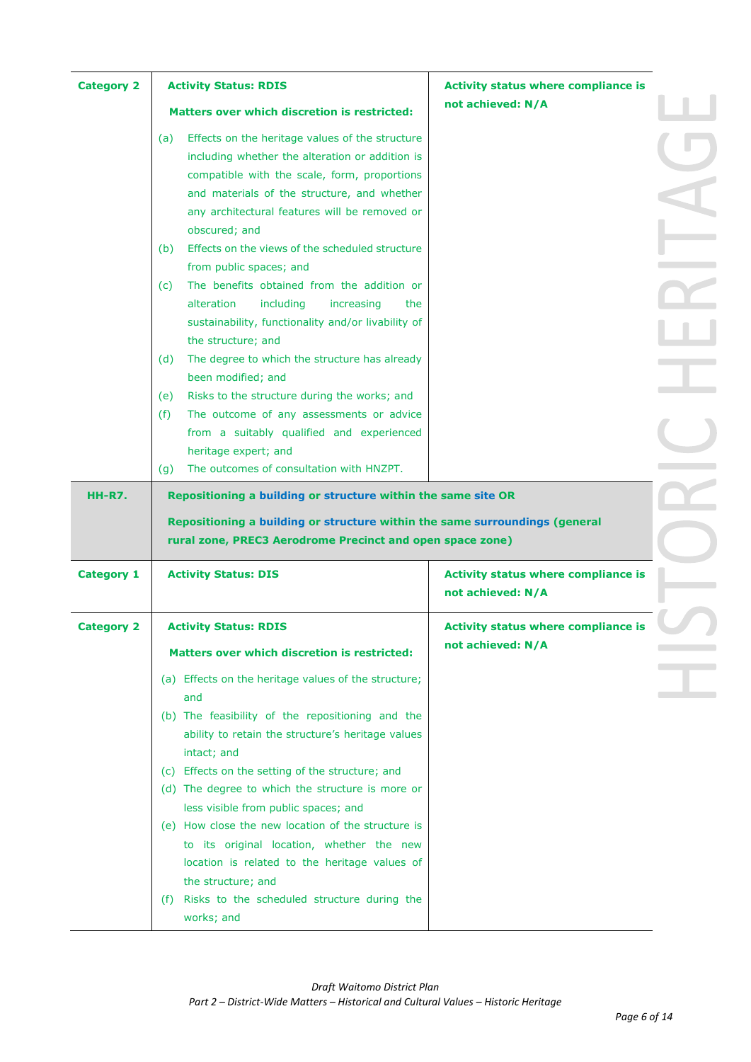| | | |
|---|---|---|
| **Category 2** | **Activity Status: RDIS**<br><br>**Matters over which discretion is restricted:**<br><br>(a) Effects on the heritage values of the structure including whether the alteration or addition is compatible with the scale, form, proportions and materials of the structure, and whether any architectural features will be removed or obscured; and<br>(b) Effects on the views of the scheduled structure from public spaces; and<br>(c) The benefits obtained from the addition or alteration including increasing the sustainability, functionality and/or livability of the structure; and<br>(d) The degree to which the structure has already been modified; and<br>(e) Risks to the structure during the works; and<br>(f) The outcome of any assessments or advice from a suitably qualified and experienced heritage expert; and<br>(g) The outcomes of consultation with HNZPT. | **Activity status where compliance is not achieved: N/A** |
| **HH-R7.** | **Repositioning a building or structure within the same site OR**<br><br>**Repositioning a building or structure within the same surroundings (general rural zone, PREC3 Aerodrome Precinct and open space zone)** | |
| **Category 1** | **Activity Status: DIS** | **Activity status where compliance is not achieved: N/A** |
| **Category 2** | **Activity Status: RDIS**<br><br>**Matters over which discretion is restricted:**<br><br>(a) Effects on the heritage values of the structure; and<br>(b) The feasibility of the repositioning and the ability to retain the structure's heritage values intact; and<br>(c) Effects on the setting of the structure; and<br>(d) The degree to which the structure is more or less visible from public spaces; and<br>(e) How close the new location of the structure is to its original location, whether the new location is related to the heritage values of the structure; and<br>(f) Risks to the scheduled structure during the works; and | **Activity status where compliance is not achieved: N/A** |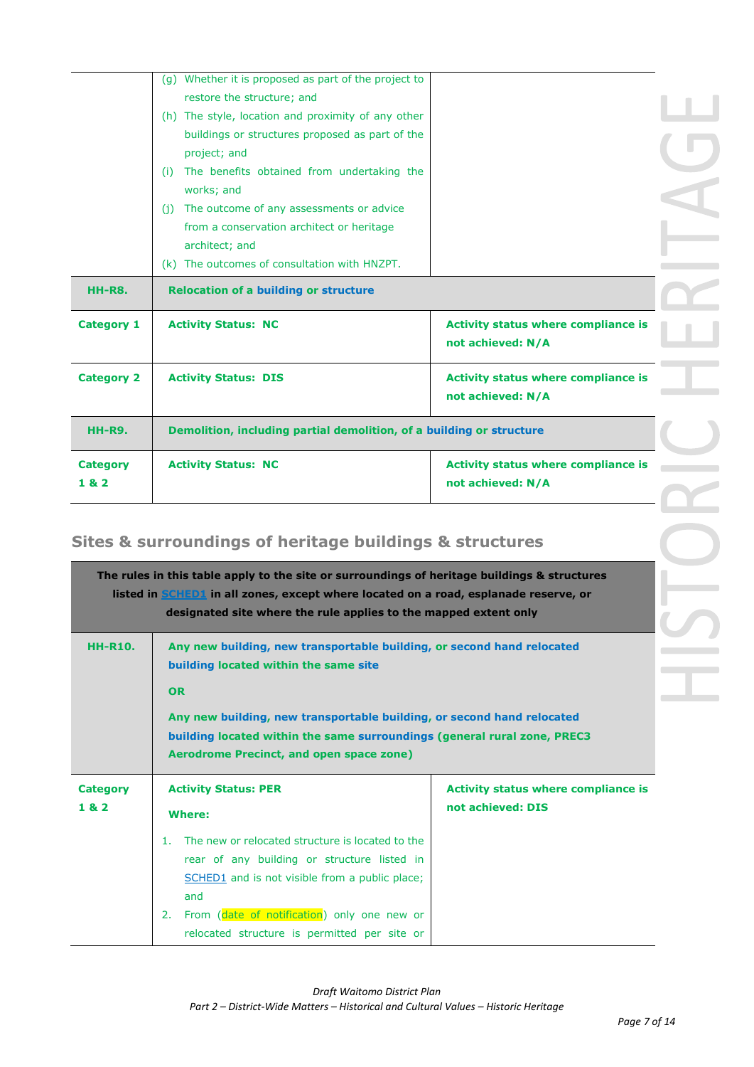| | | |
|---|---|---|
| | (g) Whether it is proposed as part of the project to restore the structure; and<br>(h) The style, location and proximity of any other buildings or structures proposed as part of the project; and<br>(i) The benefits obtained from undertaking the works; and<br>(j) The outcome of any assessments or advice from a conservation architect or heritage architect; and<br>(k) The outcomes of consultation with HNZPT. | |
| **HH-R8.** | **Relocation of a building or structure** | |
| **Category 1** | **Activity Status: NC** | **Activity status where compliance is not achieved: N/A** |
| **Category 2** | **Activity Status: DIS** | **Activity status where compliance is not achieved: N/A** |
| **HH-R9.** | **Demolition, including partial demolition, of a building or structure** | |
| **Category 1 & 2** | **Activity Status: NC** | **Activity status where compliance is not achieved: N/A** |

## Sites & surroundings of heritage buildings & structures

| **The rules in this table apply to the site or surroundings of heritage buildings & structures listed in SCHED1 in all zones, except where located on a road, esplanade reserve, or designated site where the rule applies to the mapped extent only** | | |
|---|---|---|
| **HH-R10.** | **Any new building, new transportable building, or second hand relocated building located within the same site**<br><br>**OR**<br><br>**Any new building, new transportable building, or second hand relocated building located within the same surroundings (general rural zone, PREC3 Aerodrome Precinct, and open space zone)** | |
| **Category 1 & 2** | **Activity Status: PER**<br><br>**Where:**<br><br>1. The new or relocated structure is located to the rear of any building or structure listed in SCHED1 and is not visible from a public place; and<br>2. From (date of notification) only one new or relocated structure is permitted per site or | **Activity status where compliance is not achieved: DIS** |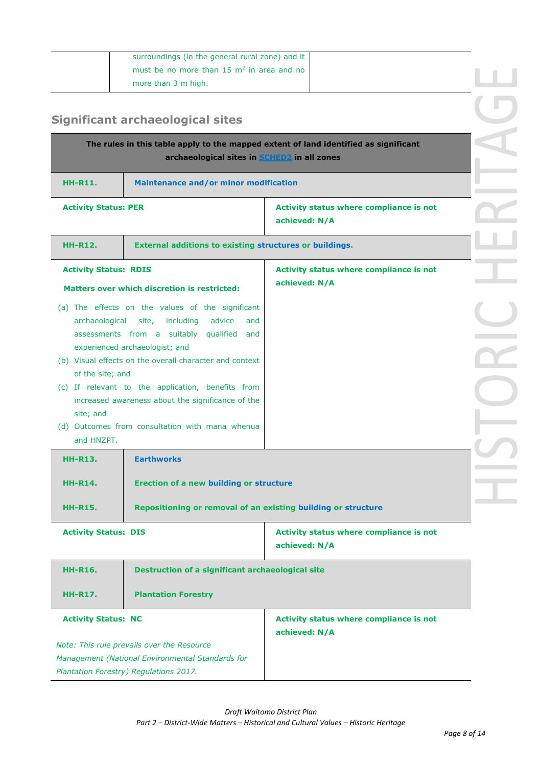| | surroundings (in the general rural zone) and it must be no more than 15 $m^2$ in area and no more than 3 m high. | |
|---|---|---|

## Significant archaeological sites

| **The rules in this table apply to the mapped extent of land identified as significant archaeological sites in SCHED2 in all zones** | | |
|---|---|---|
| **HH-R11.** | **Maintenance and/or minor modification** | |
| **Activity Status: PER** | | **Activity status where compliance is not achieved: N/A** |
| **HH-R12.** | **External additions to existing structures or buildings.** | |
| **Activity Status: RDIS**<br><br>**Matters over which discretion is restricted:**<br><br>(a) The effects on the values of the significant archaeological site, including advice and assessments from a suitably qualified and experienced archaeologist; and<br>(b) Visual effects on the overall character and context of the site; and<br>(c) If relevant to the application, benefits from increased awareness about the significance of the site; and<br>(d) Outcomes from consultation with mana whenua and HNZPT. | | **Activity status where compliance is not achieved: N/A** |
| **HH-R13.** | **Earthworks** | |
| **HH-R14.** | **Erection of a new building or structure** | |
| **HH-R15.** | **Repositioning or removal of an existing building or structure** | |
| **Activity Status: DIS** | | **Activity status where compliance is not achieved: N/A** |
| **HH-R16.** | **Destruction of a significant archaeological site** | |
| **HH-R17.** | **Plantation Forestry** | |
| **Activity Status: NC**<br><br>*Note: This rule prevails over the Resource Management (National Environmental Standards for Plantation Forestry) Regulations 2017.* | | **Activity status where compliance is not achieved: N/A** |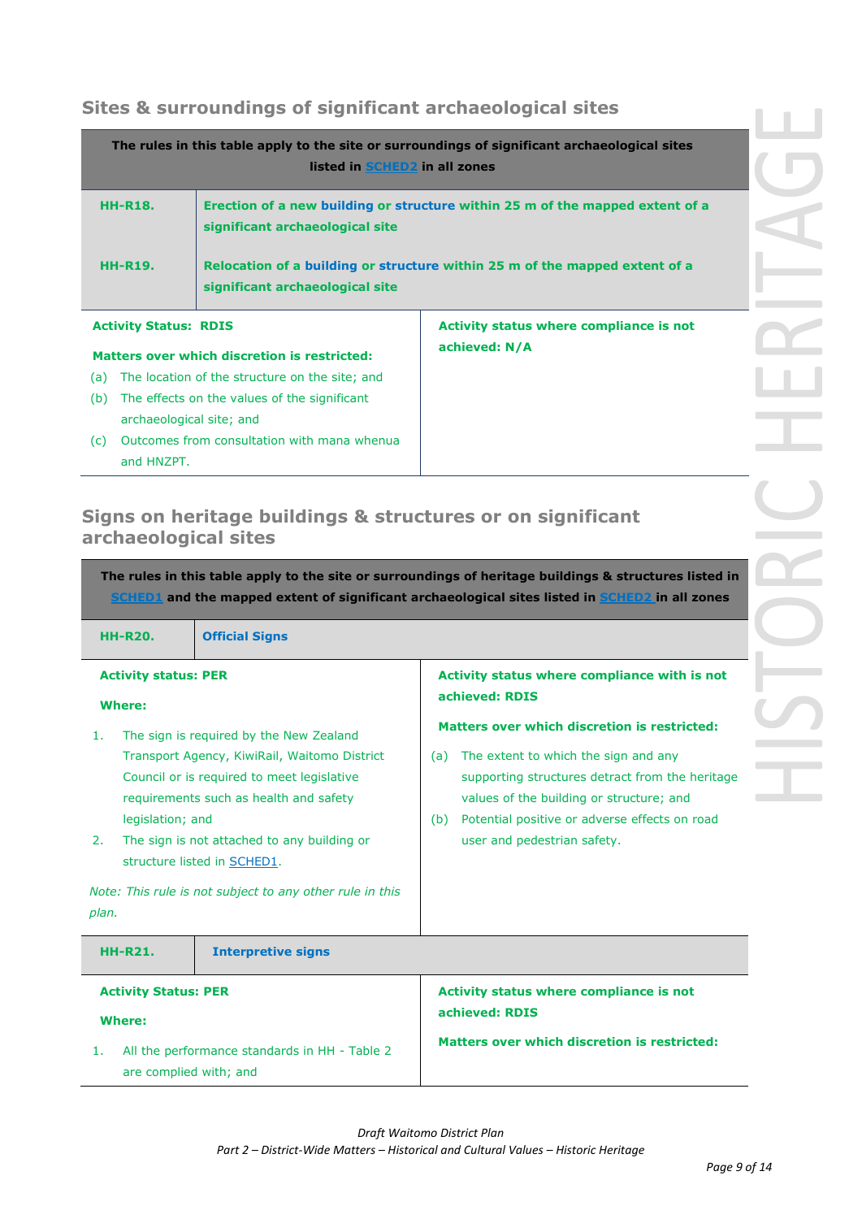## Sites & surroundings of significant archaeological sites

| The rules in this table apply to the site or surroundings of significant archaeological sites listed in SCHED2 in all zones | |
|---|---|
| **HH-R18.** | **Erection of a new building or structure within 25 m of the mapped extent of a significant archaeological site** |
| **HH-R19.** | **Relocation of a building or structure within 25 m of the mapped extent of a significant archaeological site** |
| **Activity Status: RDIS**<br><br>**Matters over which discretion is restricted:**<br>(a) The location of the structure on the site; and<br>(b) The effects on the values of the significant archaeological site; and<br>(c) Outcomes from consultation with mana whenua and HNZPT. | **Activity status where compliance is not achieved: N/A** |

## Signs on heritage buildings & structures or on significant archaeological sites

| The rules in this table apply to the site or surroundings of heritage buildings & structures listed in SCHED1 and the mapped extent of significant archaeological sites listed in SCHED2 in all zones | |
|---|---|
| **HH-R20.** | **Official Signs** |
| **Activity status: PER**<br><br>**Where:**<br>1. The sign is required by the New Zealand Transport Agency, KiwiRail, Waitomo District Council or is required to meet legislative requirements such as health and safety legislation; and<br>2. The sign is not attached to any building or structure listed in SCHED1.<br><br>*Note: This rule is not subject to any other rule in this plan.* | **Activity status where compliance with is not achieved: RDIS**<br><br>**Matters over which discretion is restricted:**<br>(a) The extent to which the sign and any supporting structures detract from the heritage values of the building or structure; and<br>(b) Potential positive or adverse effects on road user and pedestrian safety. |
| **HH-R21.** | **Interpretive signs** |
| **Activity Status: PER**<br><br>**Where:**<br>1. All the performance standards in HH - Table 2 are complied with; and | **Activity status where compliance is not achieved: RDIS**<br><br>**Matters over which discretion is restricted:** |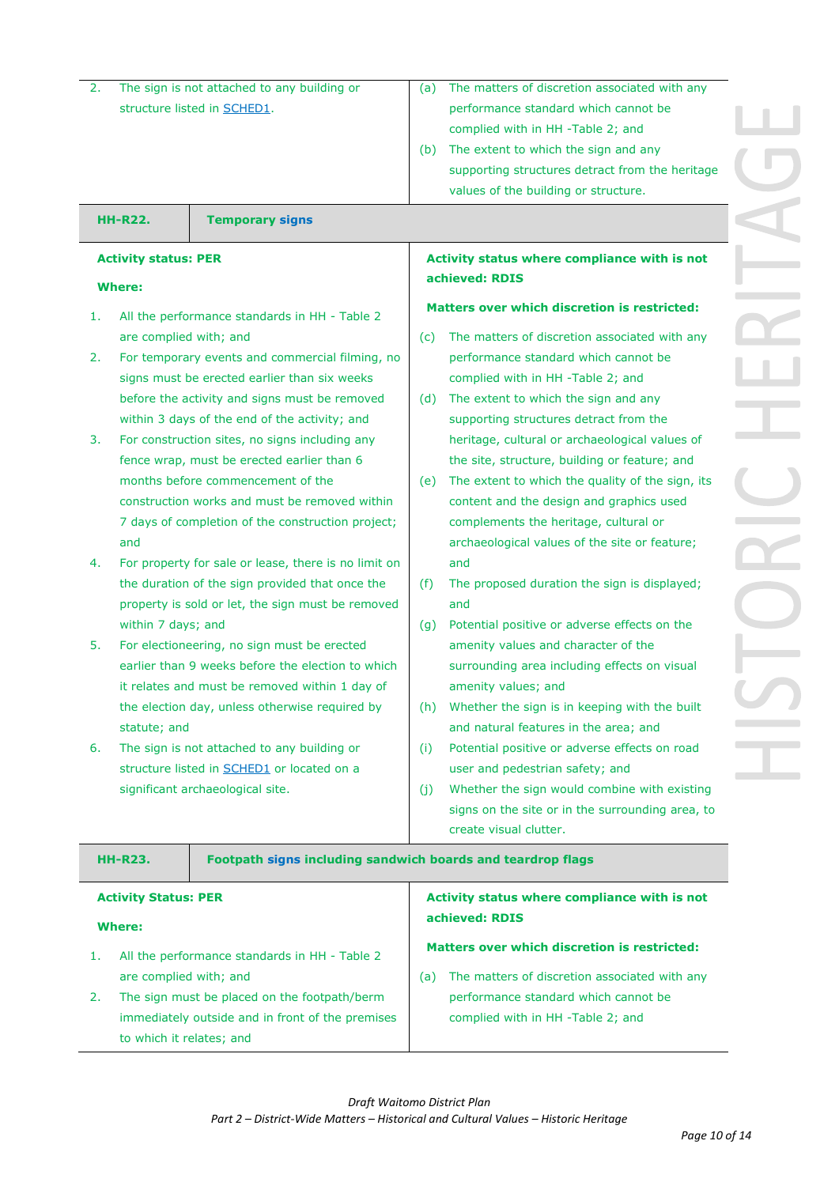| | |
|---|---|
| 2. The sign is not attached to any building or structure listed in SCHED1. | (a) The matters of discretion associated with any performance standard which cannot be complied with in HH -Table 2; and<br>(b) The extent to which the sign and any supporting structures detract from the heritage values of the building or structure. |

| **HH-R22.** | **Temporary signs** |
|---|---|
| **Activity status: PER**<br><br>**Where:**<br><br>1. All the performance standards in HH - Table 2 are complied with; and<br>2. For temporary events and commercial filming, no signs must be erected earlier than six weeks before the activity and signs must be removed within 3 days of the end of the activity; and<br>3. For construction sites, no signs including any fence wrap, must be erected earlier than 6 months before commencement of the construction works and must be removed within 7 days of completion of the construction project; and<br>4. For property for sale or lease, there is no limit on the duration of the sign provided that once the property is sold or let, the sign must be removed within 7 days; and<br>5. For electioneering, no sign must be erected earlier than 9 weeks before the election to which it relates and must be removed within 1 day of the election day, unless otherwise required by statute; and<br>6. The sign is not attached to any building or structure listed in SCHED1 or located on a significant archaeological site. | **Activity status where compliance with is not achieved: RDIS**<br><br>**Matters over which discretion is restricted:**<br><br>(c) The matters of discretion associated with any performance standard which cannot be complied with in HH -Table 2; and<br>(d) The extent to which the sign and any supporting structures detract from the heritage, cultural or archaeological values of the site, structure, building or feature; and<br>(e) The extent to which the quality of the sign, its content and the design and graphics used complements the heritage, cultural or archaeological values of the site or feature; and<br>(f) The proposed duration the sign is displayed; and<br>(g) Potential positive or adverse effects on the amenity values and character of the surrounding area including effects on visual amenity values; and<br>(h) Whether the sign is in keeping with the built and natural features in the area; and<br>(i) Potential positive or adverse effects on road user and pedestrian safety; and<br>(j) Whether the sign would combine with existing signs on the site or in the surrounding area, to create visual clutter. |

| **HH-R23.** | **Footpath signs including sandwich boards and teardrop flags** |
|---|---|
| **Activity Status: PER**<br><br>**Where:**<br><br>1. All the performance standards in HH - Table 2 are complied with; and<br>2. The sign must be placed on the footpath/berm immediately outside and in front of the premises to which it relates; and | **Activity status where compliance with is not achieved: RDIS**<br><br>**Matters over which discretion is restricted:**<br><br>(a) The matters of discretion associated with any performance standard which cannot be complied with in HH -Table 2; and |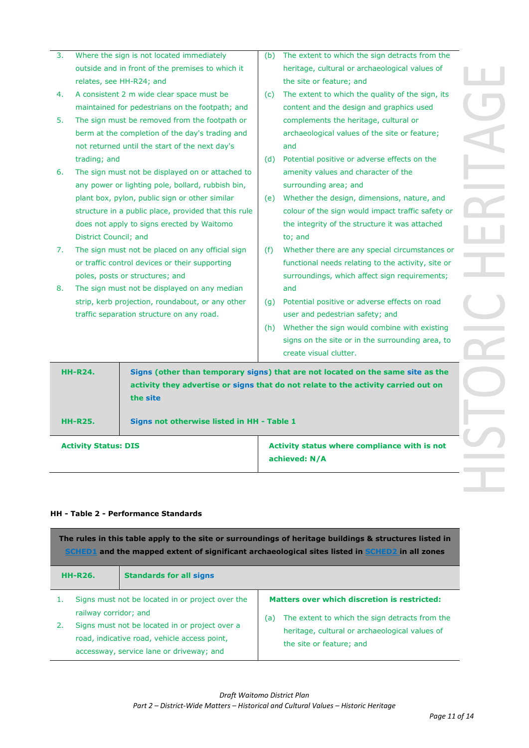| | |
|---|---|
| 3. Where the sign is not located immediately outside and in front of the premises to which it relates, see HH-R24; and<br>4. A consistent 2 m wide clear space must be maintained for pedestrians on the footpath; and<br>5. The sign must be removed from the footpath or berm at the completion of the day's trading and not returned until the start of the next day's trading; and<br>6. The sign must not be displayed on or attached to any power or lighting pole, bollard, rubbish bin, plant box, pylon, public sign or other similar structure in a public place, provided that this rule does not apply to signs erected by Waitomo District Council; and<br>7. The sign must not be placed on any official sign or traffic control devices or their supporting poles, posts or structures; and<br>8. The sign must not be displayed on any median strip, kerb projection, roundabout, or any other traffic separation structure on any road. | (b) The extent to which the sign detracts from the heritage, cultural or archaeological values of the site or feature; and<br>(c) The extent to which the quality of the sign, its content and the design and graphics used complements the heritage, cultural or archaeological values of the site or feature; and<br>(d) Potential positive or adverse effects on the amenity values and character of the surrounding area; and<br>(e) Whether the design, dimensions, nature, and colour of the sign would impact traffic safety or the integrity of the structure it was attached to; and<br>(f) Whether there are any special circumstances or functional needs relating to the activity, site or surroundings, which affect sign requirements; and<br>(g) Potential positive or adverse effects on road user and pedestrian safety; and<br>(h) Whether the sign would combine with existing signs on the site or in the surrounding area, to create visual clutter. |

| | |
|---|---|
| **HH-R24.** | **Signs (other than temporary signs) that are not located on the same site as the activity they advertise or signs that do not relate to the activity carried out on the site** |
| **HH-R25.** | **Signs not otherwise listed in HH - Table 1** |
| **Activity Status: DIS** | **Activity status where compliance with is not achieved: N/A** |

**HH - Table 2 - Performance Standards**

| | |
|---|---|
| **The rules in this table apply to the site or surroundings of heritage buildings & structures listed in SCHED1 and the mapped extent of significant archaeological sites listed in SCHED2 in all zones** | |
| **HH-R26.** | **Standards for all signs** |
| 1. Signs must not be located in or project over the railway corridor; and<br>2. Signs must not be located in or project over a road, indicative road, vehicle access point, accessway, service lane or driveway; and | **Matters over which discretion is restricted:**<br>(a) The extent to which the sign detracts from the heritage, cultural or archaeological values of the site or feature; and |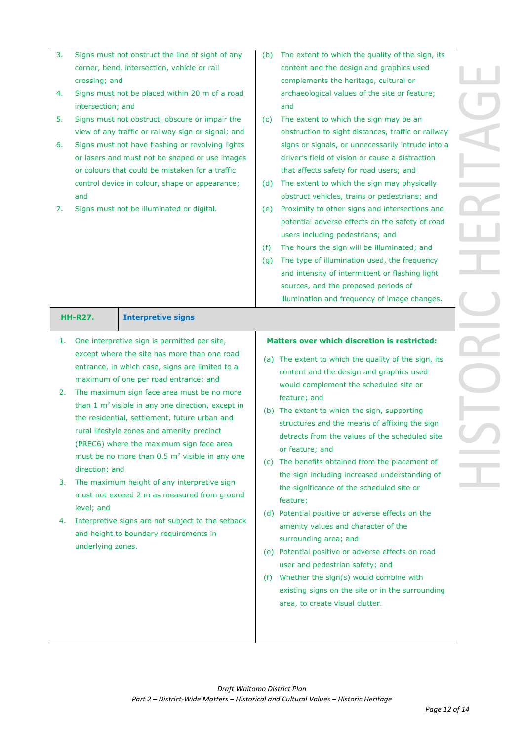| | |
|---|---|
| 3. Signs must not obstruct the line of sight of any corner, bend, intersection, vehicle or rail crossing; and<br>4. Signs must not be placed within 20 m of a road intersection; and<br>5. Signs must not obstruct, obscure or impair the view of any traffic or railway sign or signal; and<br>6. Signs must not have flashing or revolving lights or lasers and must not be shaped or use images or colours that could be mistaken for a traffic control device in colour, shape or appearance; and<br>7. Signs must not be illuminated or digital. | (b) The extent to which the quality of the sign, its content and the design and graphics used complements the heritage, cultural or archaeological values of the site or feature; and<br>(c) The extent to which the sign may be an obstruction to sight distances, traffic or railway signs or signals, or unnecessarily intrude into a driver's field of vision or cause a distraction that affects safety for road users; and<br>(d) The extent to which the sign may physically obstruct vehicles, trains or pedestrians; and<br>(e) Proximity to other signs and intersections and potential adverse effects on the safety of road users including pedestrians; and<br>(f) The hours the sign will be illuminated; and<br>(g) The type of illumination used, the frequency and intensity of intermittent or flashing light sources, and the proposed periods of illumination and frequency of image changes. |

| **HH-R27.** | **Interpretive signs** |
|---|---|
| 1. One interpretive sign is permitted per site, except where the site has more than one road entrance, in which case, signs are limited to a maximum of one per road entrance; and<br>2. The maximum sign face area must be no more than 1 m² visible in any one direction, except in the residential, settlement, future urban and rural lifestyle zones and amenity precinct (PREC6) where the maximum sign face area must be no more than 0.5 m² visible in any one direction; and<br>3. The maximum height of any interpretive sign must not exceed 2 m as measured from ground level; and<br>4. Interpretive signs are not subject to the setback and height to boundary requirements in underlying zones. | **Matters over which discretion is restricted:**<br>(a) The extent to which the quality of the sign, its content and the design and graphics used would complement the scheduled site or feature; and<br>(b) The extent to which the sign, supporting structures and the means of affixing the sign detracts from the values of the scheduled site or feature; and<br>(c) The benefits obtained from the placement of the sign including increased understanding of the significance of the scheduled site or feature;<br>(d) Potential positive or adverse effects on the amenity values and character of the surrounding area; and<br>(e) Potential positive or adverse effects on road user and pedestrian safety; and<br>(f) Whether the sign(s) would combine with existing signs on the site or in the surrounding area, to create visual clutter. |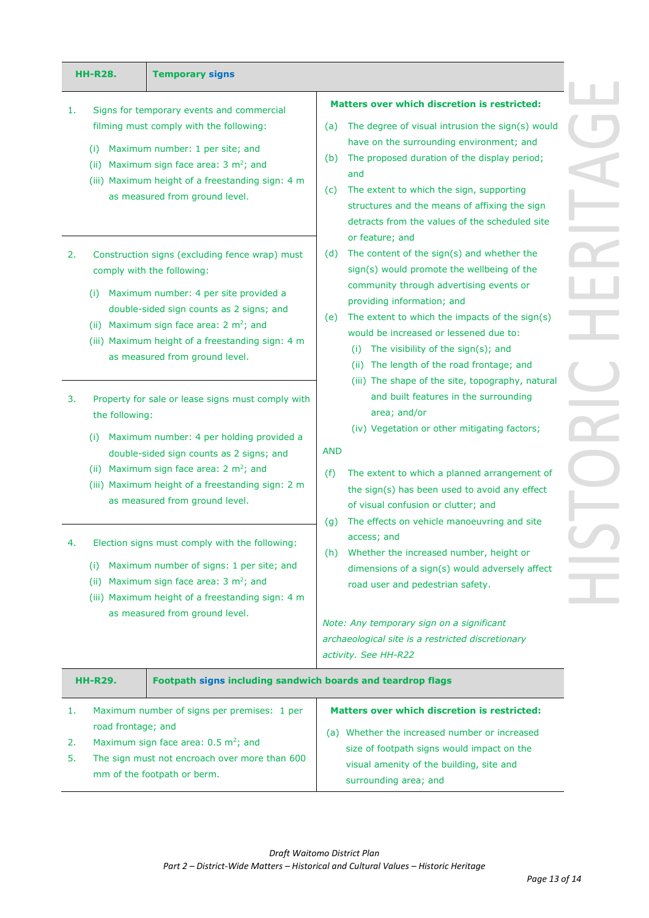| HH-R28. | Temporary signs |
|---|---|
| 1. Signs for temporary events and commercial filming must comply with the following:<br>(i) Maximum number: 1 per site; and<br>(ii) Maximum sign face area: 3 m$^2$; and<br>(iii) Maximum height of a freestanding sign: 4 m as measured from ground level.<br><br>2. Construction signs (excluding fence wrap) must comply with the following:<br>(i) Maximum number: 4 per site provided a double-sided sign counts as 2 signs; and<br>(ii) Maximum sign face area: 2 m$^2$; and<br>(iii) Maximum height of a freestanding sign: 4 m as measured from ground level.<br><br>3. Property for sale or lease signs must comply with the following:<br>(i) Maximum number: 4 per holding provided a double-sided sign counts as 2 signs; and<br>(ii) Maximum sign face area: 2 m$^2$; and<br>(iii) Maximum height of a freestanding sign: 2 m as measured from ground level.<br><br>4. Election signs must comply with the following:<br>(i) Maximum number of signs: 1 per site; and<br>(ii) Maximum sign face area: 3 m$^2$; and<br>(iii) Maximum height of a freestanding sign: 4 m as measured from ground level. | **Matters over which discretion is restricted:**<br>(a) The degree of visual intrusion the sign(s) would have on the surrounding environment; and<br>(b) The proposed duration of the display period; and<br>(c) The extent to which the sign, supporting structures and the means of affixing the sign detracts from the values of the scheduled site or feature; and<br>(d) The content of the sign(s) and whether the sign(s) would promote the wellbeing of the community through advertising events or providing information; and<br>(e) The extent to which the impacts of the sign(s) would be increased or lessened due to:<br>(i) The visibility of the sign(s); and<br>(ii) The length of the road frontage; and<br>(iii) The shape of the site, topography, natural and built features in the surrounding area; and/or<br>(iv) Vegetation or other mitigating factors;<br><br>AND<br><br>(f) The extent to which a planned arrangement of the sign(s) has been used to avoid any effect of visual confusion or clutter; and<br>(g) The effects on vehicle manoeuvring and site access; and<br>(h) Whether the increased number, height or dimensions of a sign(s) would adversely affect road user and pedestrian safety.<br><br>*Note: Any temporary sign on a significant archaeological site is a restricted discretionary activity. See HH-R22* |

| HH-R29. | Footpath signs including sandwich boards and teardrop flags |
|---|---|
| 1. Maximum number of signs per premises: 1 per road frontage; and<br>2. Maximum sign face area: 0.5 m$^2$; and<br>5. The sign must not encroach over more than 600 mm of the footpath or berm. | **Matters over which discretion is restricted:**<br>(a) Whether the increased number or increased size of footpath signs would impact on the visual amenity of the building, site and surrounding area; and |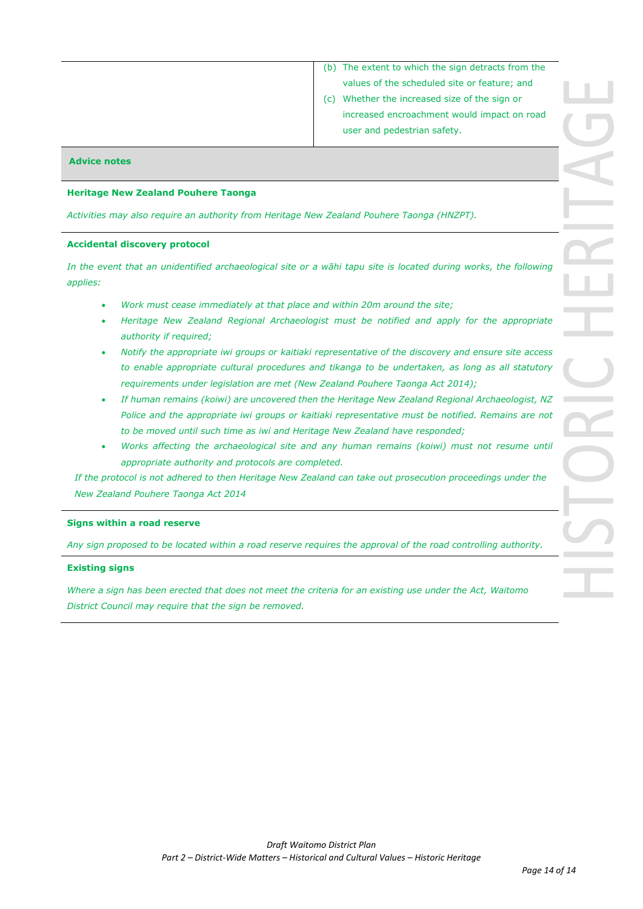| | |
|---|---|
| | (b) The extent to which the sign detracts from the values of the scheduled site or feature; and<br>(c) Whether the increased size of the sign or increased encroachment would impact on road user and pedestrian safety. |

**Advice notes**

**Heritage New Zealand Pouhere Taonga**

*Activities may also require an authority from Heritage New Zealand Pouhere Taonga (HNZPT).*

**Accidental discovery protocol**

*In the event that an unidentified archaeological site or a wāhi tapu site is located during works, the following applies:*

- *Work must cease immediately at that place and within 20m around the site;*
- *Heritage New Zealand Regional Archaeologist must be notified and apply for the appropriate authority if required;*
- *Notify the appropriate iwi groups or kaitiaki representative of the discovery and ensure site access to enable appropriate cultural procedures and tikanga to be undertaken, as long as all statutory requirements under legislation are met (New Zealand Pouhere Taonga Act 2014);*
- *If human remains (koiwi) are uncovered then the Heritage New Zealand Regional Archaeologist, NZ Police and the appropriate iwi groups or kaitiaki representative must be notified. Remains are not to be moved until such time as iwi and Heritage New Zealand have responded;*
- *Works affecting the archaeological site and any human remains (koiwi) must not resume until appropriate authority and protocols are completed.*

*If the protocol is not adhered to then Heritage New Zealand can take out prosecution proceedings under the New Zealand Pouhere Taonga Act 2014*

**Signs within a road reserve**

*Any sign proposed to be located within a road reserve requires the approval of the road controlling authority.*

**Existing signs**

*Where a sign has been erected that does not meet the criteria for an existing use under the Act, Waitomo District Council may require that the sign be removed.*